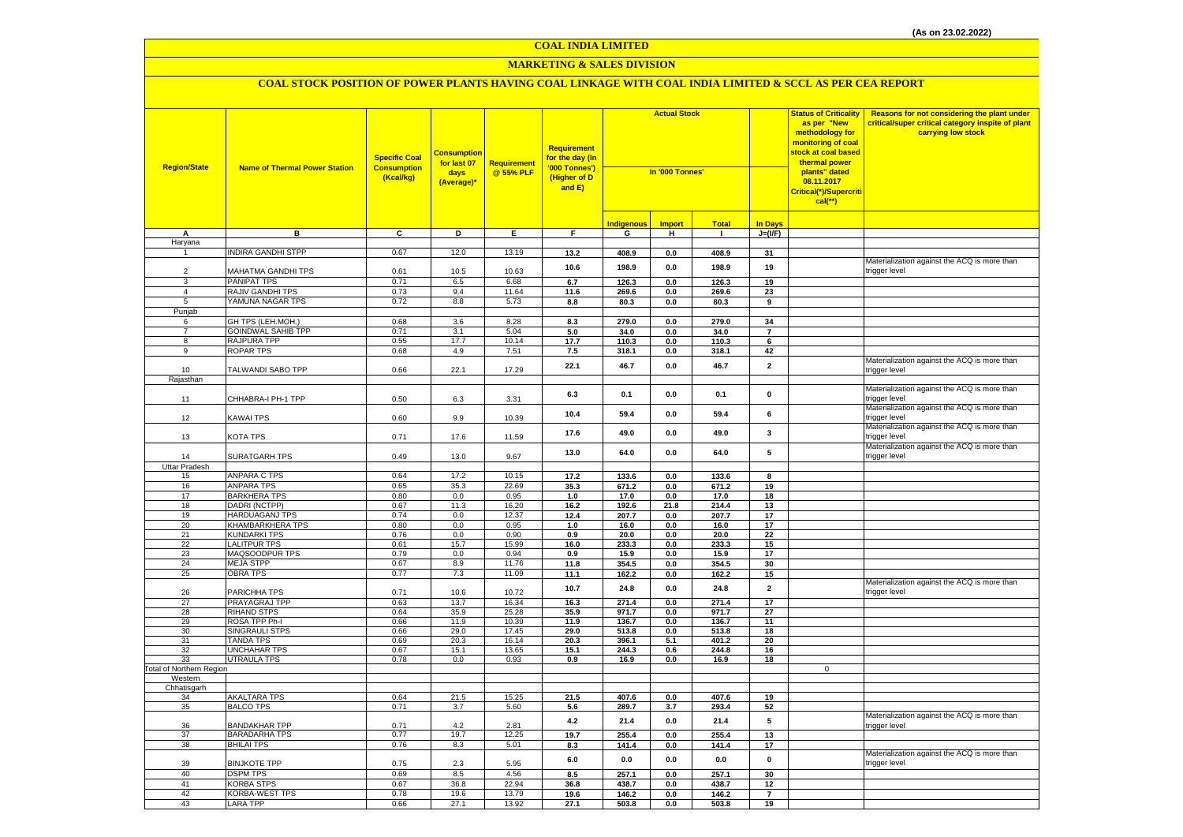(As on 23.02.2022)

# COAL INDIA LIMITED

## MARKETING & SALES DIVISION

### COAL STOCK POSITION OF POWER PLANTS HAVING COAL LINKAGE WITH COAL INDIA LIMITED & SCCL AS PER CEA REPORT

| Region/State | Name of Thermal Power Station | Specific Coal Consumption (Kcal/kg) | Consumption for last 07 days (Average)* | Requirement @ 55% PLF | Requirement for the day (In '000 Tonnes') (Higher of D and E) | Actual Stock In '000 Tonnes' | | | | Status of Criticality as per "New methodology for monitoring of coal stock at coal based thermal power plants" dated 08.11.2017 Critical(*)/Supercritical(**) | Reasons for not considering the plant under critical/super critical category inspite of plant carrying low stock |
|---|---|---|---|---|---|---|---|---|---|---|---|
| | | | | | | Indigenous | Import | Total | In Days | | |
| A | B | C | D | E | F | G | H | I | J=(I/F) | | |
| Haryana | | | | | | | | | | | |
| 1 | INDIRA GANDHI STPP | 0.67 | 12.0 | 13.19 | 13.2 | 408.9 | 0.0 | 408.9 | 31 | | |
| 2 | MAHATMA GANDHI TPS | 0.61 | 10.5 | 10.63 | 10.6 | 198.9 | 0.0 | 198.9 | 19 | | Materialization against the ACQ is more than trigger level |
| 3 | PANIPAT TPS | 0.71 | 6.5 | 6.68 | 6.7 | 126.3 | 0.0 | 126.3 | 19 | | |
| 4 | RAJIV GANDHI TPS | 0.73 | 9.4 | 11.64 | 11.6 | 269.6 | 0.0 | 269.6 | 23 | | |
| 5 | YAMUNA NAGAR TPS | 0.72 | 8.8 | 5.73 | 8.8 | 80.3 | 0.0 | 80.3 | 9 | | |
| Punjab | | | | | | | | | | | |
| 6 | GH TPS (LEH.MOH.) | 0.68 | 3.6 | 8.28 | 8.3 | 279.0 | 0.0 | 279.0 | 34 | | |
| 7 | GOINDWAL SAHIB TPP | 0.71 | 3.1 | 5.04 | 5.0 | 34.0 | 0.0 | 34.0 | 7 | | |
| 8 | RAJPURA TPP | 0.55 | 17.7 | 10.14 | 17.7 | 110.3 | 0.0 | 110.3 | 6 | | |
| 9 | ROPAR TPS | 0.68 | 4.9 | 7.51 | 7.5 | 318.1 | 0.0 | 318.1 | 42 | | |
| 10 | TALWANDI SABO TPP | 0.66 | 22.1 | 17.29 | 22.1 | 46.7 | 0.0 | 46.7 | 2 | | Materialization against the ACQ is more than trigger level |
| Rajasthan | | | | | | | | | | | |
| 11 | CHHABRA-I PH-1 TPP | 0.50 | 6.3 | 3.31 | 6.3 | 0.1 | 0.0 | 0.1 | 0 | | Materialization against the ACQ is more than trigger level |
| 12 | KAWAI TPS | 0.60 | 9.9 | 10.39 | 10.4 | 59.4 | 0.0 | 59.4 | 6 | | Materialization against the ACQ is more than trigger level |
| 13 | KOTA TPS | 0.71 | 17.6 | 11.59 | 17.6 | 49.0 | 0.0 | 49.0 | 3 | | Materialization against the ACQ is more than trigger level |
| 14 | SURATGARH TPS | 0.49 | 13.0 | 9.67 | 13.0 | 64.0 | 0.0 | 64.0 | 5 | | Materialization against the ACQ is more than trigger level |
| Uttar Pradesh | | | | | | | | | | | |
| 15 | ANPARA C TPS | 0.64 | 17.2 | 10.15 | 17.2 | 133.6 | 0.0 | 133.6 | 8 | | |
| 16 | ANPARA TPS | 0.65 | 35.3 | 22.69 | 35.3 | 671.2 | 0.0 | 671.2 | 19 | | |
| 17 | BARKHERA TPS | 0.80 | 0.0 | 0.95 | 1.0 | 17.0 | 0.0 | 17.0 | 18 | | |
| 18 | DADRI (NCTPP) | 0.67 | 11.3 | 16.20 | 16.2 | 192.6 | 21.8 | 214.4 | 13 | | |
| 19 | HARDUAGANJ TPS | 0.74 | 0.0 | 12.37 | 12.4 | 207.7 | 0.0 | 207.7 | 17 | | |
| 20 | KHAMBARKHERA TPS | 0.80 | 0.0 | 0.95 | 1.0 | 16.0 | 0.0 | 16.0 | 17 | | |
| 21 | KUNDARKI TPS | 0.76 | 0.0 | 0.90 | 0.9 | 20.0 | 0.0 | 20.0 | 22 | | |
| 22 | LALITPUR TPS | 0.61 | 15.7 | 15.99 | 16.0 | 233.3 | 0.0 | 233.3 | 15 | | |
| 23 | MAQSOODPUR TPS | 0.79 | 0.0 | 0.94 | 0.9 | 15.9 | 0.0 | 15.9 | 17 | | |
| 24 | MEJA STPP | 0.67 | 8.9 | 11.76 | 11.8 | 354.5 | 0.0 | 354.5 | 30 | | |
| 25 | OBRA TPS | 0.77 | 7.3 | 11.09 | 11.1 | 162.2 | 0.0 | 162.2 | 15 | | |
| 26 | PARICHHA TPS | 0.71 | 10.6 | 10.72 | 10.7 | 24.8 | 0.0 | 24.8 | 2 | | Materialization against the ACQ is more than trigger level |
| 27 | PRAYAGRAJ TPP | 0.63 | 13.7 | 16.34 | 16.3 | 271.4 | 0.0 | 271.4 | 17 | | |
| 28 | RIHAND STPS | 0.64 | 35.9 | 25.28 | 35.9 | 971.7 | 0.0 | 971.7 | 27 | | |
| 29 | ROSA TPP Ph-I | 0.66 | 11.9 | 10.39 | 11.9 | 136.7 | 0.0 | 136.7 | 11 | | |
| 30 | SINGRAULI STPS | 0.66 | 29.0 | 17.45 | 29.0 | 513.8 | 0.0 | 513.8 | 18 | | |
| 31 | TANDA TPS | 0.69 | 20.3 | 16.14 | 20.3 | 396.1 | 5.1 | 401.2 | 20 | | |
| 32 | UNCHAHAR TPS | 0.67 | 15.1 | 13.65 | 15.1 | 244.3 | 0.6 | 244.8 | 16 | | |
| 33 | UTRAULA TPS | 0.78 | 0.0 | 0.93 | 0.9 | 16.9 | 0.0 | 16.9 | 18 | | |
| Total of Northern Region | | | | | | | | | | 0 | |
| Western | | | | | | | | | | | |
| Chhatisgarh | | | | | | | | | | | |
| 34 | AKALTARA TPS | 0.64 | 21.5 | 15.25 | 21.5 | 407.6 | 0.0 | 407.6 | 19 | | |
| 35 | BALCO TPS | 0.71 | 3.7 | 5.60 | 5.6 | 289.7 | 3.7 | 293.4 | 52 | | |
| 36 | BANDAKHAR TPP | 0.71 | 4.2 | 2.81 | 4.2 | 21.4 | 0.0 | 21.4 | 5 | | Materialization against the ACQ is more than trigger level |
| 37 | BARADARHA TPS | 0.77 | 19.7 | 12.25 | 19.7 | 255.4 | 0.0 | 255.4 | 13 | | |
| 38 | BHILAI TPS | 0.76 | 8.3 | 5.01 | 8.3 | 141.4 | 0.0 | 141.4 | 17 | | |
| 39 | BINJKOTE TPP | 0.75 | 2.3 | 5.95 | 6.0 | 0.0 | 0.0 | 0.0 | 0 | | Materialization against the ACQ is more than trigger level |
| 40 | DSPM TPS | 0.69 | 8.5 | 4.56 | 8.5 | 257.1 | 0.0 | 257.1 | 30 | | |
| 41 | KORBA STPS | 0.67 | 36.8 | 22.94 | 36.8 | 438.7 | 0.0 | 438.7 | 12 | | |
| 42 | KORBA-WEST TPS | 0.78 | 19.6 | 13.79 | 19.6 | 146.2 | 0.0 | 146.2 | 7 | | |
| 43 | LARA TPP | 0.66 | 27.1 | 13.92 | 27.1 | 503.8 | 0.0 | 503.8 | 19 | | |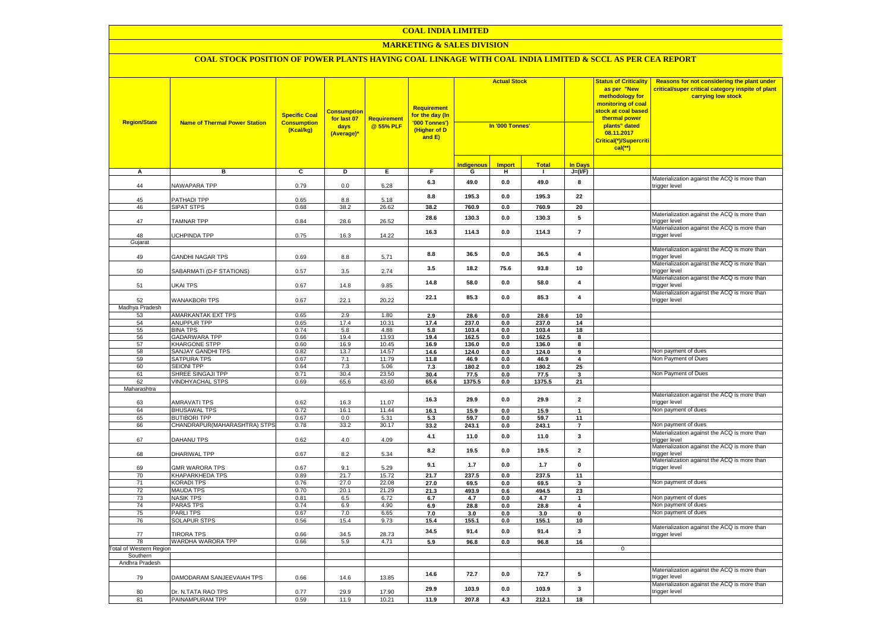# COAL INDIA LIMITED

## MARKETING & SALES DIVISION

### COAL STOCK POSITION OF POWER PLANTS HAVING COAL LINKAGE WITH COAL INDIA LIMITED & SCCL AS PER CEA REPORT

| Region/State | Name of Thermal Power Station | Specific Coal Consumption (Kcal/kg) | Consumption for last 07 days (Average)* | Requirement @ 55% PLF | Requirement for the day (In '000 Tonnes') (Higher of D and E) | Actual Stock In '000 Tonnes' | | | | Status of Criticality as per "New methodology for monitoring of coal stock at coal based thermal power plants" dated 08.11.2017 Critical(*)/Supercritical(**) | Reasons for not considering the plant under critical/super critical category inspite of plant carrying low stock |
|---|---|---|---|---|---|---|---|---|---|---|---|
| | | | | | | Indigenous | Import | Total | In Days | | |
| A | B | C | D | E | F | G | H | I | J=(I/F) | | |
| 44 | NAWAPARA TPP | 0.79 | 0.0 | 6.28 | 6.3 | 49.0 | 0.0 | 49.0 | 8 | | Materialization against the ACQ is more than trigger level |
| 45 | PATHADI TPP | 0.65 | 8.8 | 5.18 | 8.8 | 195.3 | 0.0 | 195.3 | 22 | | |
| 46 | SIPAT STPS | 0.68 | 38.2 | 26.62 | 38.2 | 760.9 | 0.0 | 760.9 | 20 | | |
| 47 | TAMNAR TPP | 0.84 | 28.6 | 26.52 | 28.6 | 130.3 | 0.0 | 130.3 | 5 | | Materialization against the ACQ is more than trigger level |
| 48 | UCHPINDA TPP | 0.75 | 16.3 | 14.22 | 16.3 | 114.3 | 0.0 | 114.3 | 7 | | Materialization against the ACQ is more than trigger level |
| Gujarat | | | | | | | | | | | |
| 49 | GANDHI NAGAR TPS | 0.69 | 8.8 | 5.71 | 8.8 | 36.5 | 0.0 | 36.5 | 4 | | Materialization against the ACQ is more than trigger level |
| 50 | SABARMATI (D-F STATIONS) | 0.57 | 3.5 | 2.74 | 3.5 | 18.2 | 75.6 | 93.8 | 10 | | Materialization against the ACQ is more than trigger level |
| 51 | UKAI TPS | 0.67 | 14.8 | 9.85 | 14.8 | 58.0 | 0.0 | 58.0 | 4 | | Materialization against the ACQ is more than trigger level |
| 52 | WANAKBORI TPS | 0.67 | 22.1 | 20.22 | 22.1 | 85.3 | 0.0 | 85.3 | 4 | | Materialization against the ACQ is more than trigger level |
| Madhya Pradesh | | | | | | | | | | | |
| 53 | AMARKANTAK EXT TPS | 0.65 | 2.9 | 1.80 | 2.9 | 28.6 | 0.0 | 28.6 | 10 | | |
| 54 | ANUPPUR TPP | 0.65 | 17.4 | 10.31 | 17.4 | 237.0 | 0.0 | 237.0 | 14 | | |
| 55 | BINA TPS | 0.74 | 5.8 | 4.88 | 5.8 | 103.4 | 0.0 | 103.4 | 18 | | |
| 56 | GADARWARA TPP | 0.66 | 19.4 | 13.93 | 19.4 | 162.5 | 0.0 | 162.5 | 8 | | |
| 57 | KHARGONE STPP | 0.60 | 16.9 | 10.45 | 16.9 | 136.0 | 0.0 | 136.0 | 8 | | |
| 58 | SANJAY GANDHI TPS | 0.82 | 13.7 | 14.57 | 14.6 | 124.0 | 0.0 | 124.0 | 9 | | Non payment of dues |
| 59 | SATPURA TPS | 0.67 | 7.1 | 11.79 | 11.8 | 46.9 | 0.0 | 46.9 | 4 | | Non Payment of Dues |
| 60 | SEIONI TPP | 0.64 | 7.3 | 5.06 | 7.3 | 180.2 | 0.0 | 180.2 | 25 | | |
| 61 | SHREE SINGAJI TPP | 0.71 | 30.4 | 23.50 | 30.4 | 77.5 | 0.0 | 77.5 | 3 | | Non Payment of Dues |
| 62 | VINDHYACHAL STPS | 0.69 | 65.6 | 43.60 | 65.6 | 1375.5 | 0.0 | 1375.5 | 21 | | |
| Maharashtra | | | | | | | | | | | |
| 63 | AMRAVATI TPS | 0.62 | 16.3 | 11.07 | 16.3 | 29.9 | 0.0 | 29.9 | 2 | | Materialization against the ACQ is more than trigger level |
| 64 | BHUSAWAL TPS | 0.72 | 16.1 | 11.44 | 16.1 | 15.9 | 0.0 | 15.9 | 1 | | Non payment of dues |
| 65 | BUTIBORI TPP | 0.67 | 0.0 | 5.31 | 5.3 | 59.7 | 0.0 | 59.7 | 11 | | |
| 66 | CHANDRAPUR(MAHARASHTRA) STPS | 0.78 | 33.2 | 30.17 | 33.2 | 243.1 | 0.0 | 243.1 | 7 | | Non payment of dues |
| 67 | DAHANU TPS | 0.62 | 4.0 | 4.09 | 4.1 | 11.0 | 0.0 | 11.0 | 3 | | Materialization against the ACQ is more than trigger level |
| 68 | DHARIWAL TPP | 0.67 | 8.2 | 5.34 | 8.2 | 19.5 | 0.0 | 19.5 | 2 | | Materialization against the ACQ is more than trigger level |
| 69 | GMR WARORA TPS | 0.67 | 9.1 | 5.29 | 9.1 | 1.7 | 0.0 | 1.7 | 0 | | Materialization against the ACQ is more than trigger level |
| 70 | KHAPARKHEDA TPS | 0.89 | 21.7 | 15.72 | 21.7 | 237.5 | 0.0 | 237.5 | 11 | | |
| 71 | KORADI TPS | 0.76 | 27.0 | 22.08 | 27.0 | 69.5 | 0.0 | 69.5 | 3 | | Non payment of dues |
| 72 | MAUDA TPS | 0.70 | 20.1 | 21.29 | 21.3 | 493.9 | 0.6 | 494.5 | 23 | | |
| 73 | NASIK TPS | 0.81 | 6.5 | 6.72 | 6.7 | 4.7 | 0.0 | 4.7 | 1 | | Non payment of dues |
| 74 | PARAS TPS | 0.74 | 6.9 | 4.90 | 6.9 | 28.8 | 0.0 | 28.8 | 4 | | Non payment of dues |
| 75 | PARLI TPS | 0.67 | 7.0 | 6.65 | 7.0 | 3.0 | 0.0 | 3.0 | 0 | | Non payment of dues |
| 76 | SOLAPUR STPS | 0.56 | 15.4 | 9.73 | 15.4 | 155.1 | 0.0 | 155.1 | 10 | | |
| 77 | TIRORA TPS | 0.66 | 34.5 | 28.73 | 34.5 | 91.4 | 0.0 | 91.4 | 3 | | Materialization against the ACQ is more than trigger level |
| 78 | WARDHA WARORA TPP | 0.66 | 5.9 | 4.71 | 5.9 | 96.8 | 0.0 | 96.8 | 16 | | |
| Total of Western Region | | | | | | | | | | 0 | |
| Southern | | | | | | | | | | | |
| Andhra Pradesh | | | | | | | | | | | |
| 79 | DAMODARAM SANJEEVAIAH TPS | 0.66 | 14.6 | 13.85 | 14.6 | 72.7 | 0.0 | 72.7 | 5 | | Materialization against the ACQ is more than trigger level |
| 80 | Dr. N.TATA RAO TPS | 0.77 | 29.9 | 17.90 | 29.9 | 103.9 | 0.0 | 103.9 | 3 | | Materialization against the ACQ is more than trigger level |
| 81 | PAINAMPURAM TPP | 0.59 | 11.9 | 10.21 | 11.9 | 207.8 | 4.3 | 212.1 | 18 | | |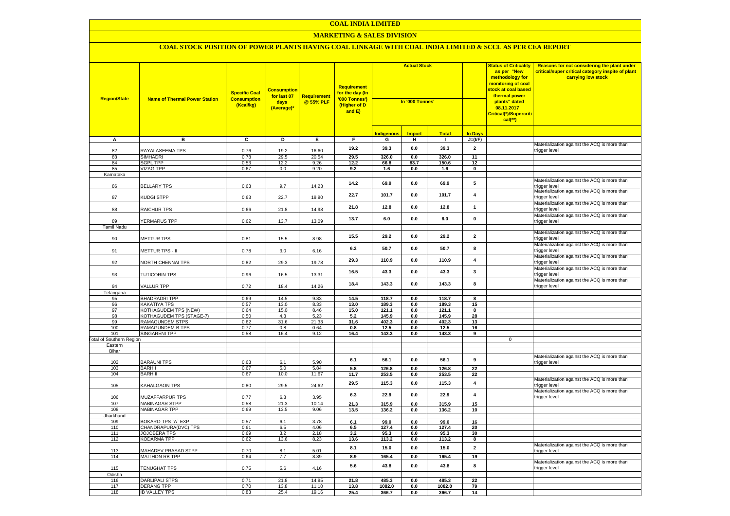# COAL INDIA LIMITED

## MARKETING & SALES DIVISION

### COAL STOCK POSITION OF POWER PLANTS HAVING COAL LINKAGE WITH COAL INDIA LIMITED & SCCL AS PER CEA REPORT

| Region/State | Name of Thermal Power Station | Specific Coal Consumption (Kcal/kg) | Consumption for last 07 days (Average)* | Requirement @ 55% PLF | Requirement for the day (In '000 Tonnes') (Higher of D and E) | Actual Stock In '000 Tonnes' | | | | Status of Criticality as per "New methodology for monitoring of coal stock at coal based thermal power plants" dated 08.11.2017 Critical(*)/Supercritical(**) | Reasons for not considering the plant under critical/super critical category inspite of plant carrying low stock |
|---|---|---|---|---|---|---|---|---|---|---|---|
| | | | | | | Indigenous | Import | Total | In Days | | |
| A | B | C | D | E | F | G | H | I | J=(I/F) | | |
| 82 | RAYALASEEMA TPS | 0.76 | 19.2 | 16.60 | 19.2 | 39.3 | 0.0 | 39.3 | 2 | | Materialization against the ACQ is more than trigger level |
| 83 | SIMHADRI | 0.78 | 29.5 | 20.54 | 29.5 | 326.0 | 0.0 | 326.0 | 11 | | |
| 84 | SGPL TPP | 0.53 | 12.2 | 9.26 | 12.2 | 66.8 | 83.7 | 150.6 | 12 | | |
| 85 | VIZAG TPP | 0.67 | 0.0 | 9.20 | 9.2 | 1.6 | 0.0 | 1.6 | 0 | | |
| Karnataka | | | | | | | | | | | |
| 86 | BELLARY TPS | 0.63 | 9.7 | 14.23 | 14.2 | 69.9 | 0.0 | 69.9 | 5 | | Materialization against the ACQ is more than trigger level |
| 87 | KUDGI STPP | 0.63 | 22.7 | 19.90 | 22.7 | 101.7 | 0.0 | 101.7 | 4 | | Materialization against the ACQ is more than trigger level |
| 88 | RAICHUR TPS | 0.66 | 21.8 | 14.98 | 21.8 | 12.8 | 0.0 | 12.8 | 1 | | Materialization against the ACQ is more than trigger level |
| 89 | YERMARUS TPP | 0.62 | 13.7 | 13.09 | 13.7 | 6.0 | 0.0 | 6.0 | 0 | | Materialization against the ACQ is more than trigger level |
| Tamil Nadu | | | | | | | | | | | |
| 90 | METTUR TPS | 0.81 | 15.5 | 8.98 | 15.5 | 29.2 | 0.0 | 29.2 | 2 | | Materialization against the ACQ is more than trigger level |
| 91 | METTUR TPS - II | 0.78 | 3.0 | 6.16 | 6.2 | 50.7 | 0.0 | 50.7 | 8 | | Materialization against the ACQ is more than trigger level |
| 92 | NORTH CHENNAI TPS | 0.82 | 29.3 | 19.78 | 29.3 | 110.9 | 0.0 | 110.9 | 4 | | Materialization against the ACQ is more than trigger level |
| 93 | TUTICORIN TPS | 0.96 | 16.5 | 13.31 | 16.5 | 43.3 | 0.0 | 43.3 | 3 | | Materialization against the ACQ is more than trigger level |
| 94 | VALLUR TPP | 0.72 | 18.4 | 14.26 | 18.4 | 143.3 | 0.0 | 143.3 | 8 | | Materialization against the ACQ is more than trigger level |
| Telangana | | | | | | | | | | | |
| 95 | BHADRADRI TPP | 0.69 | 14.5 | 9.83 | 14.5 | 118.7 | 0.0 | 118.7 | 8 | | |
| 96 | KAKATIYA TPS | 0.57 | 13.0 | 8.33 | 13.0 | 189.3 | 0.0 | 189.3 | 15 | | |
| 97 | KOTHAGUDEM TPS (NEW) | 0.64 | 15.0 | 8.46 | 15.0 | 121.1 | 0.0 | 121.1 | 8 | | |
| 98 | KOTHAGUDEM TPS (STAGE-7) | 0.50 | 4.3 | 5.23 | 5.2 | 145.9 | 0.0 | 145.9 | 28 | | |
| 99 | RAMAGUNDEM STPS | 0.62 | 31.6 | 21.33 | 31.6 | 402.3 | 0.0 | 402.3 | 13 | | |
| 100 | RAMAGUNDEM-B TPS | 0.77 | 0.8 | 0.64 | 0.8 | 12.5 | 0.0 | 12.5 | 16 | | |
| 101 | SINGARENI TPP | 0.58 | 16.4 | 9.12 | 16.4 | 143.3 | 0.0 | 143.3 | 9 | | |
| Total of Southern Region | | | | | | | | | | 0 | |
| Eastern | | | | | | | | | | | |
| Bihar | | | | | | | | | | | |
| 102 | BARAUNI TPS | 0.63 | 6.1 | 5.90 | 6.1 | 56.1 | 0.0 | 56.1 | 9 | | Materialization against the ACQ is more than trigger level |
| 103 | BARH I | 0.67 | 5.0 | 5.84 | 5.8 | 126.8 | 0.0 | 126.8 | 22 | | |
| 104 | BARH II | 0.67 | 10.0 | 11.67 | 11.7 | 253.5 | 0.0 | 253.5 | 22 | | |
| 105 | KAHALGAON TPS | 0.80 | 29.5 | 24.62 | 29.5 | 115.3 | 0.0 | 115.3 | 4 | | Materialization against the ACQ is more than trigger level |
| 106 | MUZAFFARPUR TPS | 0.77 | 6.3 | 3.95 | 6.3 | 22.9 | 0.0 | 22.9 | 4 | | Materialization against the ACQ is more than trigger level |
| 107 | NABINAGAR STPP | 0.58 | 21.3 | 10.14 | 21.3 | 315.9 | 0.0 | 315.9 | 15 | | |
| 108 | NABINAGAR TPP | 0.69 | 13.5 | 9.06 | 13.5 | 136.2 | 0.0 | 136.2 | 10 | | |
| Jharkhand | | | | | | | | | | | |
| 109 | BOKARO TPS `A` EXP | 0.57 | 6.1 | 3.78 | 6.1 | 99.0 | 0.0 | 99.0 | 16 | | |
| 110 | CHANDRAPURA(DVC) TPS | 0.61 | 6.5 | 4.06 | 6.5 | 127.4 | 0.0 | 127.4 | 20 | | |
| 111 | JOJOBERA TPS | 0.69 | 3.2 | 2.18 | 3.2 | 95.3 | 0.0 | 95.3 | 30 | | |
| 112 | KODARMA TPP | 0.62 | 13.6 | 8.23 | 13.6 | 113.2 | 0.0 | 113.2 | 8 | | |
| 113 | MAHADEV PRASAD STPP | 0.70 | 8.1 | 5.01 | 8.1 | 15.0 | 0.0 | 15.0 | 2 | | Materialization against the ACQ is more than trigger level |
| 114 | MAITHON RB TPP | 0.64 | 7.7 | 8.89 | 8.9 | 165.4 | 0.0 | 165.4 | 19 | | |
| 115 | TENUGHAT TPS | 0.75 | 5.6 | 4.16 | 5.6 | 43.8 | 0.0 | 43.8 | 8 | | Materialization against the ACQ is more than trigger level |
| Odisha | | | | | | | | | | | |
| 116 | DARLIPALI STPS | 0.71 | 21.8 | 14.95 | 21.8 | 485.3 | 0.0 | 485.3 | 22 | | |
| 117 | DERANG TPP | 0.70 | 13.8 | 11.10 | 13.8 | 1082.0 | 0.0 | 1082.0 | 79 | | |
| 118 | IB VALLEY TPS | 0.83 | 25.4 | 19.16 | 25.4 | 366.7 | 0.0 | 366.7 | 14 | | |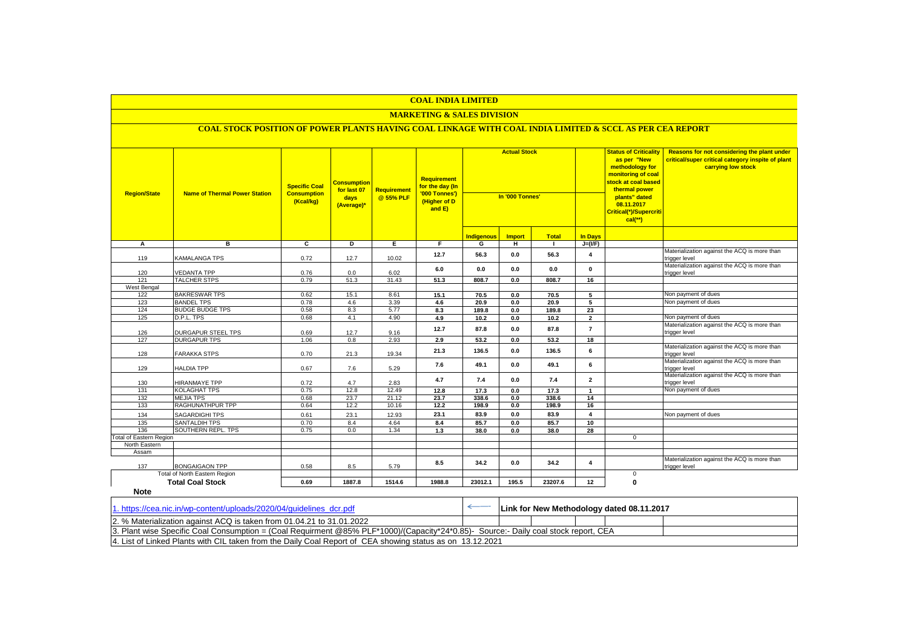# COAL INDIA LIMITED

## MARKETING & SALES DIVISION

### COAL STOCK POSITION OF POWER PLANTS HAVING COAL LINKAGE WITH COAL INDIA LIMITED & SCCL AS PER CEA REPORT

| Region/State | Name of Thermal Power Station | Specific Coal Consumption (Kcal/kg) | Consumption for last 07 days (Average)* | Requirement @ 55% PLF | Requirement for the day (In '000 Tonnes') (Higher of D and E) | Actual Stock In '000 Tonnes' | | | | Status of Criticality as per "New methodology for monitoring of coal stock at coal based thermal power plants" dated 08.11.2017 Critical(*)/Supercritical(**) | Reasons for not considering the plant under critical/super critical category inspite of plant carrying low stock |
|---|---|---|---|---|---|---|---|---|---|---|---|
| | | | | | | Indigenous | Import | Total | In Days | | |
| A | B | C | D | E | F | G | H | I | J=(I/F) | | |
| 119 | KAMALANGA TPS | 0.72 | 12.7 | 10.02 | 12.7 | 56.3 | 0.0 | 56.3 | 4 | | Materialization against the ACQ is more than trigger level |
| 120 | VEDANTA TPP | 0.76 | 0.0 | 6.02 | 6.0 | 0.0 | 0.0 | 0.0 | 0 | | Materialization against the ACQ is more than trigger level |
| 121 | TALCHER STPS | 0.79 | 51.3 | 31.43 | 51.3 | 808.7 | 0.0 | 808.7 | 16 | | |
| West Bengal | | | | | | | | | | | |
| 122 | BAKRESWAR TPS | 0.62 | 15.1 | 8.61 | 15.1 | 70.5 | 0.0 | 70.5 | 5 | | Non payment of dues |
| 123 | BANDEL TPS | 0.78 | 4.6 | 3.39 | 4.6 | 20.9 | 0.0 | 20.9 | 5 | | Non payment of dues |
| 124 | BUDGE BUDGE TPS | 0.58 | 8.3 | 5.77 | 8.3 | 189.8 | 0.0 | 189.8 | 23 | | |
| 125 | D.P.L. TPS | 0.68 | 4.1 | 4.90 | 4.9 | 10.2 | 0.0 | 10.2 | 2 | | Non payment of dues |
| 126 | DURGAPUR STEEL TPS | 0.69 | 12.7 | 9.16 | 12.7 | 87.8 | 0.0 | 87.8 | 7 | | Materialization against the ACQ is more than trigger level |
| 127 | DURGAPUR TPS | 1.06 | 0.8 | 2.93 | 2.9 | 53.2 | 0.0 | 53.2 | 18 | | |
| 128 | FARAKKA STPS | 0.70 | 21.3 | 19.34 | 21.3 | 136.5 | 0.0 | 136.5 | 6 | | Materialization against the ACQ is more than trigger level |
| 129 | HALDIA TPP | 0.67 | 7.6 | 5.29 | 7.6 | 49.1 | 0.0 | 49.1 | 6 | | Materialization against the ACQ is more than trigger level |
| 130 | HIRANMAYE TPP | 0.72 | 4.7 | 2.83 | 4.7 | 7.4 | 0.0 | 7.4 | 2 | | Materialization against the ACQ is more than trigger level |
| 131 | KOLAGHAT TPS | 0.75 | 12.8 | 12.49 | 12.8 | 17.3 | 0.0 | 17.3 | 1 | | Non payment of dues |
| 132 | MEJIA TPS | 0.68 | 23.7 | 21.12 | 23.7 | 338.6 | 0.0 | 338.6 | 14 | | |
| 133 | RAGHUNATHPUR TPP | 0.64 | 12.2 | 10.16 | 12.2 | 198.9 | 0.0 | 198.9 | 16 | | |
| 134 | SAGARDIGHI TPS | 0.61 | 23.1 | 12.93 | 23.1 | 83.9 | 0.0 | 83.9 | 4 | | Non payment of dues |
| 135 | SANTALDIH TPS | 0.70 | 8.4 | 4.64 | 8.4 | 85.7 | 0.0 | 85.7 | 10 | | |
| 136 | SOUTHERN REPL. TPS | 0.75 | 0.0 | 1.34 | 1.3 | 38.0 | 0.0 | 38.0 | 28 | | |
| Total of Eastern Region | | | | | | | | | | 0 | |
| North Eastern | | | | | | | | | | | |
| Assam | | | | | | | | | | | |
| 137 | BONGAIGAON TPP | 0.58 | 8.5 | 5.79 | 8.5 | 34.2 | 0.0 | 34.2 | 4 | | Materialization against the ACQ is more than trigger level |
| Total of North Eastern Region | | | | | | | | | | 0 | |
| Total Coal Stock | | 0.69 | 1887.8 | 1514.6 | 1988.8 | 23012.1 | 195.5 | 23207.6 | 12 | 0 | |

**Note**

1. https://cea.nic.in/wp-content/uploads/2020/04/guidelines_dcr.pdf ← **Link for New Methodology dated 08.11.2017**
2. % Materialization against ACQ is taken from 01.04.21 to 31.01.2022
3. Plant wise Specific Coal Consumption = (Coal Requirment @85% PLF*1000)/(Capacity*24*0.85)- Source:- Daily coal stock report, CEA
4. List of Linked Plants with CIL taken from the Daily Coal Report of CEA showing status as on 13.12.2021